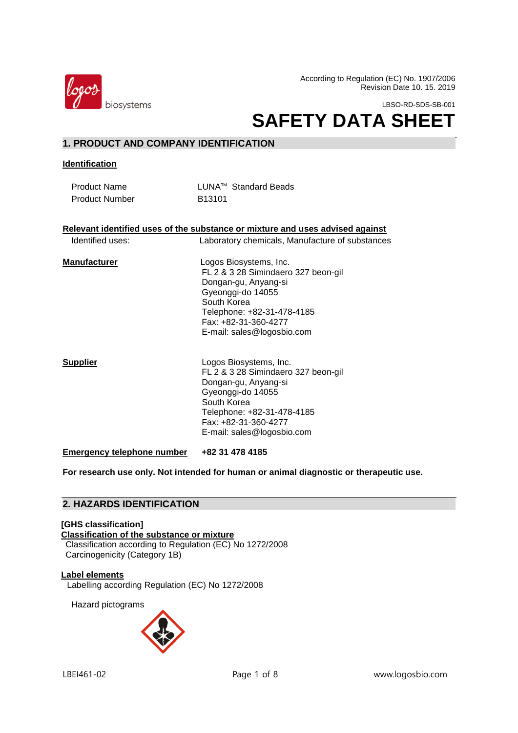According to Regulation (EC) No. 1907/2006
Revision Date 10. 15. 2019

LBSO-RD-SDS-SB-001

# SAFETY DATA SHEET

## 1. PRODUCT AND COMPANY IDENTIFICATION

**Identification**

| | |
|---|---|
| Product Name | LUNA™ Standard Beads |
| Product Number | B13101 |

**Relevant identified uses of the substance or mixture and uses advised against**

Identified uses: Laboratory chemicals, Manufacture of substances

**Manufacturer**

Logos Biosystems, Inc.
FL 2 & 3 28 Simindaero 327 beon-gil
Dongan-gu, Anyang-si
Gyeonggi-do 14055
South Korea
Telephone: +82-31-478-4185
Fax: +82-31-360-4277
E-mail: sales@logosbio.com

**Supplier**

Logos Biosystems, Inc.
FL 2 & 3 28 Simindaero 327 beon-gil
Dongan-gu, Anyang-si
Gyeonggi-do 14055
South Korea
Telephone: +82-31-478-4185
Fax: +82-31-360-4277
E-mail: sales@logosbio.com

**Emergency telephone number** **+82 31 478 4185**

**For research use only. Not intended for human or animal diagnostic or therapeutic use.**

## 2. HAZARDS IDENTIFICATION

**[GHS classification]**

**Classification of the substance or mixture**

Classification according to Regulation (EC) No 1272/2008
Carcinogenicity (Category 1B)

**Label elements**

Labelling according Regulation (EC) No 1272/2008

Hazard pictograms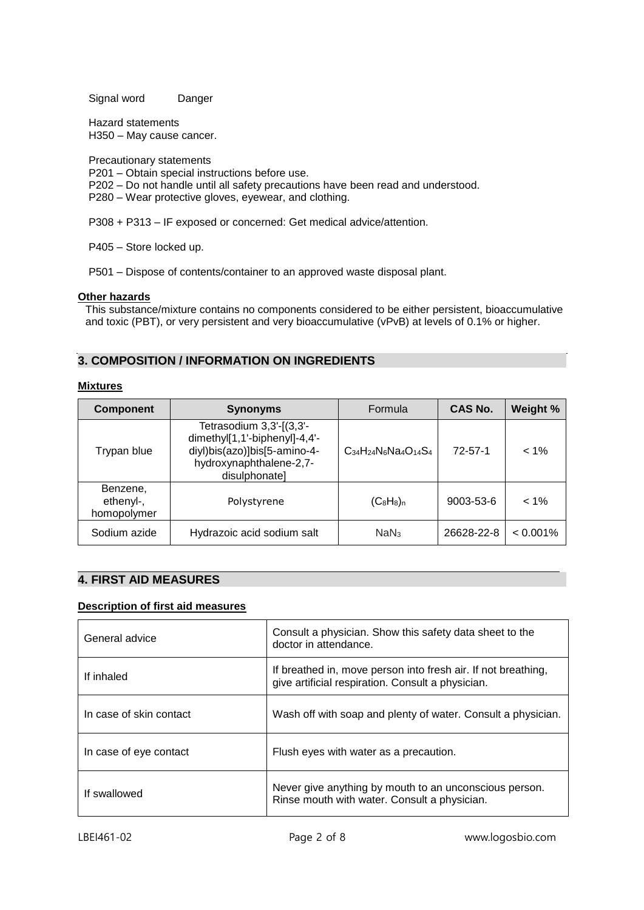Signal word Danger

Hazard statements
H350 – May cause cancer.

Precautionary statements
P201 – Obtain special instructions before use.
P202 – Do not handle until all safety precautions have been read and understood.
P280 – Wear protective gloves, eyewear, and clothing.

P308 + P313 – IF exposed or concerned: Get medical advice/attention.

P405 – Store locked up.

P501 – Dispose of contents/container to an approved waste disposal plant.

**Other hazards**

This substance/mixture contains no components considered to be either persistent, bioaccumulative and toxic (PBT), or very persistent and very bioaccumulative (vPvB) at levels of 0.1% or higher.

## 3. COMPOSITION / INFORMATION ON INGREDIENTS

**Mixtures**

| Component | Synonyms | Formula | CAS No. | Weight % |
|---|---|---|---|---|
| Trypan blue | Tetrasodium 3,3'-[(3,3'-dimethyl[1,1'-biphenyl]-4,4'-diyl)bis(azo)]bis[5-amino-4-hydroxynaphthalene-2,7-disulphonate] | $C_{34}H_{24}N_6Na_4O_{14}S_4$ | 72-57-1 | < 1% |
| Benzene, ethenyl-, homopolymer | Polystyrene | $(C_8H_8)_n$ | 9003-53-6 | < 1% |
| Sodium azide | Hydrazoic acid sodium salt | $NaN_3$ | 26628-22-8 | < 0.001% |

## 4. FIRST AID MEASURES

**Description of first aid measures**

| | |
|---|---|
| General advice | Consult a physician. Show this safety data sheet to the doctor in attendance. |
| If inhaled | If breathed in, move person into fresh air. If not breathing, give artificial respiration. Consult a physician. |
| In case of skin contact | Wash off with soap and plenty of water. Consult a physician. |
| In case of eye contact | Flush eyes with water as a precaution. |
| If swallowed | Never give anything by mouth to an unconscious person. Rinse mouth with water. Consult a physician. |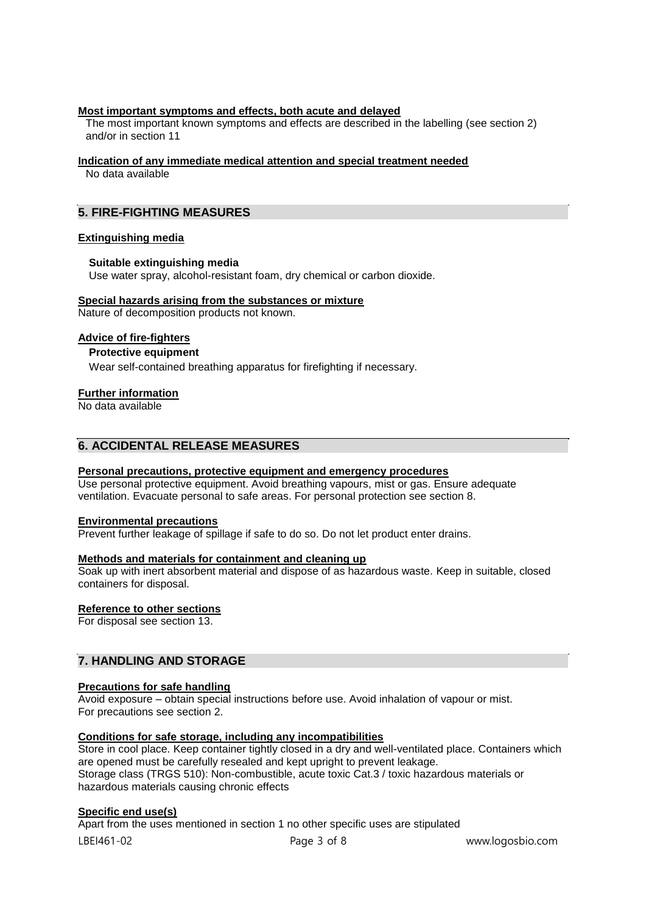**Most important symptoms and effects, both acute and delayed**

The most important known symptoms and effects are described in the labelling (see section 2) and/or in section 11

**Indication of any immediate medical attention and special treatment needed**

No data available

## 5. FIRE-FIGHTING MEASURES

**Extinguishing media**

**Suitable extinguishing media**

Use water spray, alcohol-resistant foam, dry chemical or carbon dioxide.

**Special hazards arising from the substances or mixture**

Nature of decomposition products not known.

**Advice of fire-fighters**

**Protective equipment**

Wear self-contained breathing apparatus for firefighting if necessary.

**Further information**

No data available

## 6. ACCIDENTAL RELEASE MEASURES

**Personal precautions, protective equipment and emergency procedures**

Use personal protective equipment. Avoid breathing vapours, mist or gas. Ensure adequate ventilation. Evacuate personal to safe areas. For personal protection see section 8.

**Environmental precautions**

Prevent further leakage of spillage if safe to do so. Do not let product enter drains.

**Methods and materials for containment and cleaning up**

Soak up with inert absorbent material and dispose of as hazardous waste. Keep in suitable, closed containers for disposal.

**Reference to other sections**

For disposal see section 13.

## 7. HANDLING AND STORAGE

**Precautions for safe handling**

Avoid exposure – obtain special instructions before use. Avoid inhalation of vapour or mist.
For precautions see section 2.

**Conditions for safe storage, including any incompatibilities**

Store in cool place. Keep container tightly closed in a dry and well-ventilated place. Containers which are opened must be carefully resealed and kept upright to prevent leakage.
Storage class (TRGS 510): Non-combustible, acute toxic Cat.3 / toxic hazardous materials or hazardous materials causing chronic effects

**Specific end use(s)**

Apart from the uses mentioned in section 1 no other specific uses are stipulated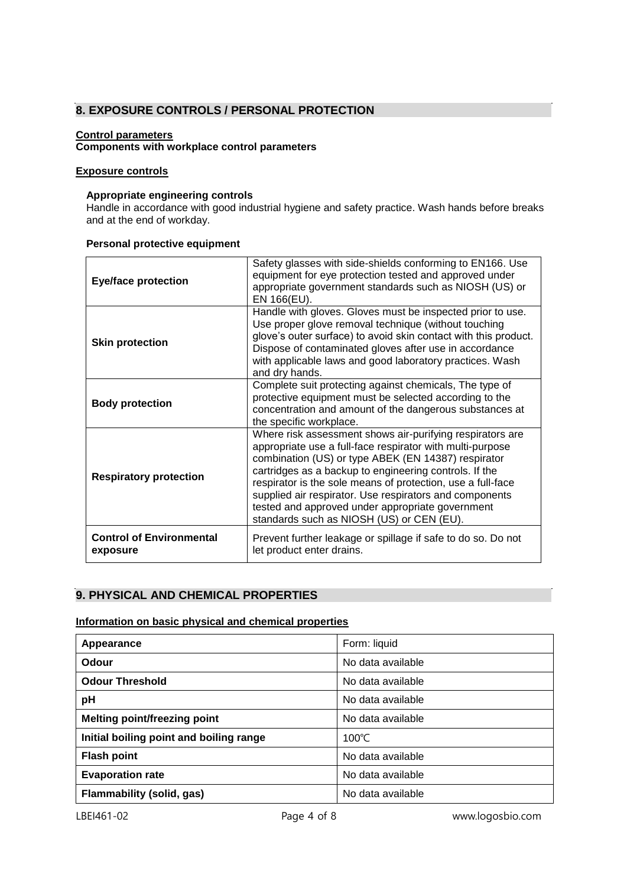## 8. EXPOSURE CONTROLS / PERSONAL PROTECTION

**Control parameters**
**Components with workplace control parameters**

**Exposure controls**

**Appropriate engineering controls**
Handle in accordance with good industrial hygiene and safety practice. Wash hands before breaks and at the end of workday.

**Personal protective equipment**

| | |
|---|---|
| **Eye/face protection** | Safety glasses with side-shields conforming to EN166. Use equipment for eye protection tested and approved under appropriate government standards such as NIOSH (US) or EN 166(EU). |
| **Skin protection** | Handle with gloves. Gloves must be inspected prior to use. Use proper glove removal technique (without touching glove's outer surface) to avoid skin contact with this product. Dispose of contaminated gloves after use in accordance with applicable laws and good laboratory practices. Wash and dry hands. |
| **Body protection** | Complete suit protecting against chemicals, The type of protective equipment must be selected according to the concentration and amount of the dangerous substances at the specific workplace. |
| **Respiratory protection** | Where risk assessment shows air-purifying respirators are appropriate use a full-face respirator with multi-purpose combination (US) or type ABEK (EN 14387) respirator cartridges as a backup to engineering controls. If the respirator is the sole means of protection, use a full-face supplied air respirator. Use respirators and components tested and approved under appropriate government standards such as NIOSH (US) or CEN (EU). |
| **Control of Environmental exposure** | Prevent further leakage or spillage if safe to do so. Do not let product enter drains. |

## 9. PHYSICAL AND CHEMICAL PROPERTIES

**Information on basic physical and chemical properties**

| | |
|---|---|
| **Appearance** | Form: liquid |
| **Odour** | No data available |
| **Odour Threshold** | No data available |
| **pH** | No data available |
| **Melting point/freezing point** | No data available |
| **Initial boiling point and boiling range** | 100℃ |
| **Flash point** | No data available |
| **Evaporation rate** | No data available |
| **Flammability (solid, gas)** | No data available |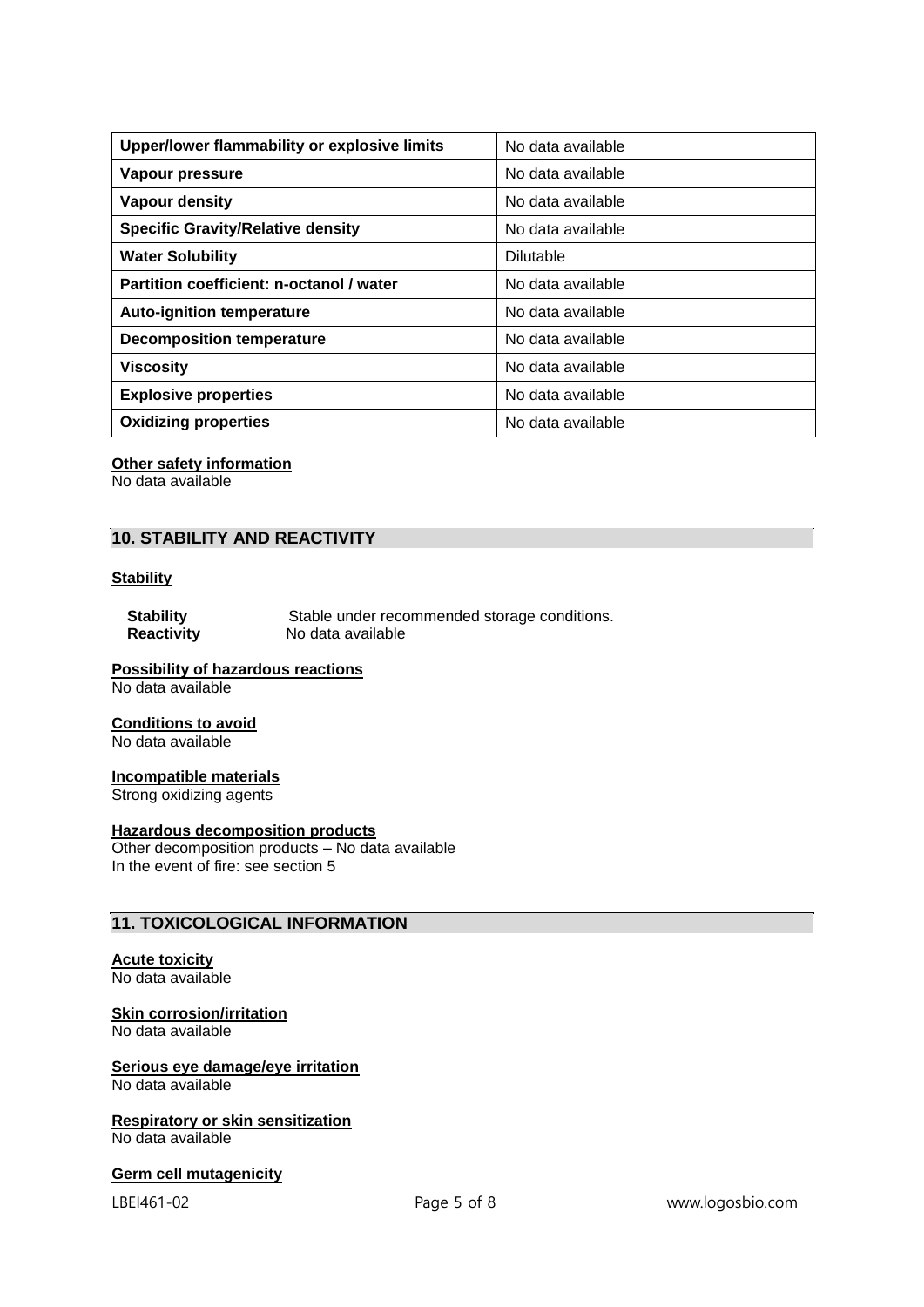| Upper/lower flammability or explosive limits | No data available |
| --- | --- |
| Vapour pressure | No data available |
| Vapour density | No data available |
| Specific Gravity/Relative density | No data available |
| Water Solubility | Dilutable |
| Partition coefficient: n-octanol / water | No data available |
| Auto-ignition temperature | No data available |
| Decomposition temperature | No data available |
| Viscosity | No data available |
| Explosive properties | No data available |
| Oxidizing properties | No data available |

**Other safety information**
No data available

## 10. STABILITY AND REACTIVITY

**Stability**

**Stability** Stable under recommended storage conditions.
**Reactivity** No data available

**Possibility of hazardous reactions**
No data available

**Conditions to avoid**
No data available

**Incompatible materials**
Strong oxidizing agents

**Hazardous decomposition products**
Other decomposition products – No data available
In the event of fire: see section 5

## 11. TOXICOLOGICAL INFORMATION

**Acute toxicity**
No data available

**Skin corrosion/irritation**
No data available

**Serious eye damage/eye irritation**
No data available

**Respiratory or skin sensitization**
No data available

**Germ cell mutagenicity**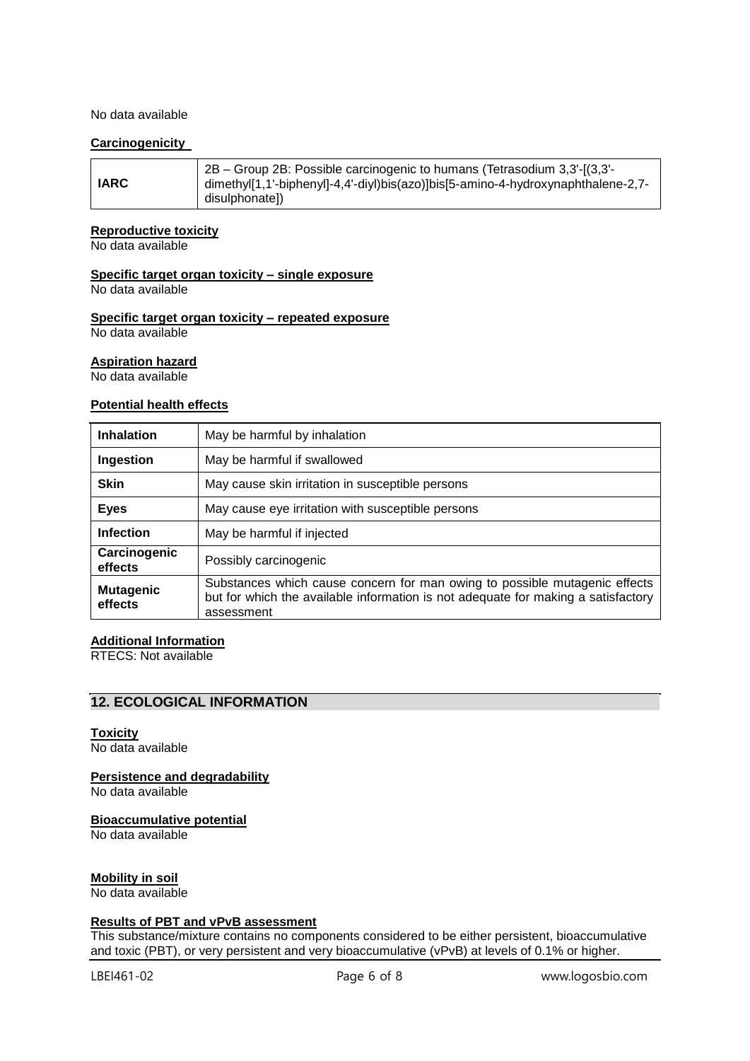No data available

**Carcinogenicity**

| | |
|---|---|
| **IARC** | 2B – Group 2B: Possible carcinogenic to humans (Tetrasodium 3,3'-[(3,3'-dimethyl[1,1'-biphenyl]-4,4'-diyl)bis(azo)]bis[5-amino-4-hydroxynaphthalene-2,7-disulphonate]) |

**Reproductive toxicity**
No data available

**Specific target organ toxicity – single exposure**
No data available

**Specific target organ toxicity – repeated exposure**
No data available

**Aspiration hazard**
No data available

**Potential health effects**

| | |
|---|---|
| **Inhalation** | May be harmful by inhalation |
| **Ingestion** | May be harmful if swallowed |
| **Skin** | May cause skin irritation in susceptible persons |
| **Eyes** | May cause eye irritation with susceptible persons |
| **Infection** | May be harmful if injected |
| **Carcinogenic effects** | Possibly carcinogenic |
| **Mutagenic effects** | Substances which cause concern for man owing to possible mutagenic effects but for which the available information is not adequate for making a satisfactory assessment |

**Additional Information**
RTECS: Not available

## 12. ECOLOGICAL INFORMATION

**Toxicity**
No data available

**Persistence and degradability**
No data available

**Bioaccumulative potential**
No data available

**Mobility in soil**
No data available

**Results of PBT and vPvB assessment**
This substance/mixture contains no components considered to be either persistent, bioaccumulative and toxic (PBT), or very persistent and very bioaccumulative (vPvB) at levels of 0.1% or higher.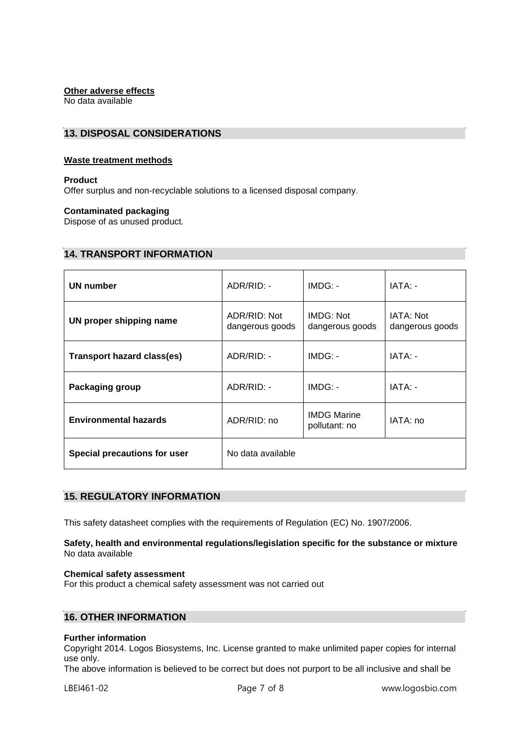**Other adverse effects**

No data available

## 13. DISPOSAL CONSIDERATIONS

**Waste treatment methods**

**Product**

Offer surplus and non-recyclable solutions to a licensed disposal company.

**Contaminated packaging**

Dispose of as unused product.

## 14. TRANSPORT INFORMATION

| | | | |
|---|---|---|---|
| **UN number** | ADR/RID: - | IMDG: - | IATA: - |
| **UN proper shipping name** | ADR/RID: Not dangerous goods | IMDG: Not dangerous goods | IATA: Not dangerous goods |
| **Transport hazard class(es)** | ADR/RID: - | IMDG: - | IATA: - |
| **Packaging group** | ADR/RID: - | IMDG: - | IATA: - |
| **Environmental hazards** | ADR/RID: no | IMDG Marine pollutant: no | IATA: no |
| **Special precautions for user** | No data available | | |

## 15. REGULATORY INFORMATION

This safety datasheet complies with the requirements of Regulation (EC) No. 1907/2006.

**Safety, health and environmental regulations/legislation specific for the substance or mixture**

No data available

**Chemical safety assessment**

For this product a chemical safety assessment was not carried out

## 16. OTHER INFORMATION

**Further information**

Copyright 2014. Logos Biosystems, Inc. License granted to make unlimited paper copies for internal use only.

The above information is believed to be correct but does not purport to be all inclusive and shall be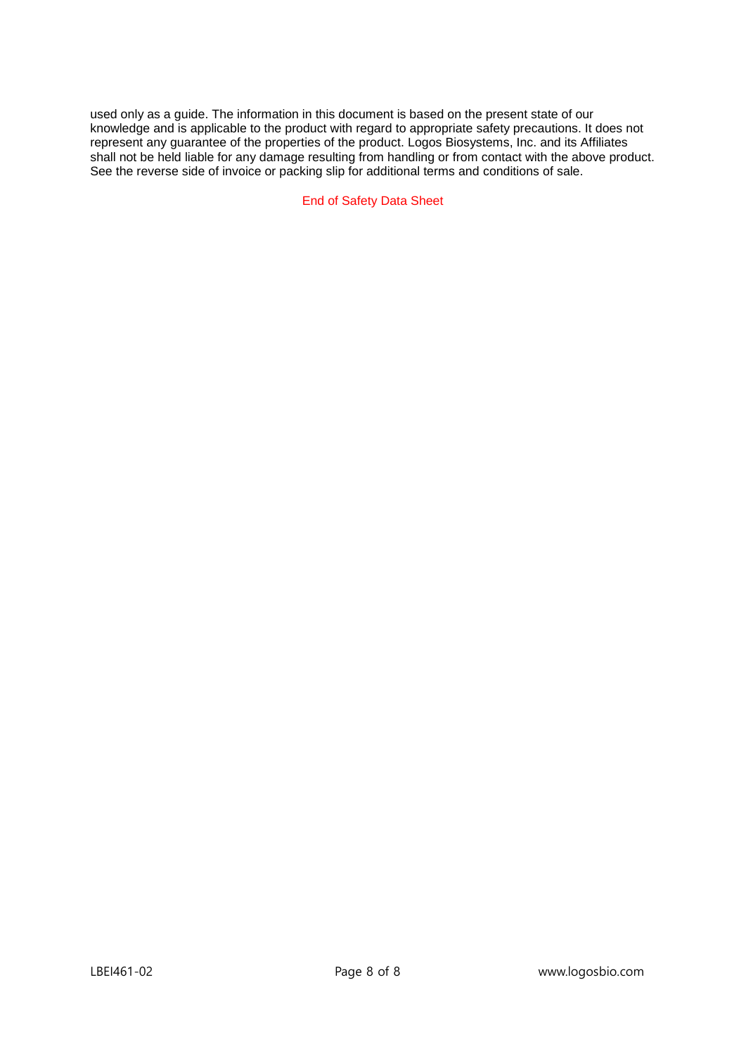used only as a guide. The information in this document is based on the present state of our knowledge and is applicable to the product with regard to appropriate safety precautions. It does not represent any guarantee of the properties of the product. Logos Biosystems, Inc. and its Affiliates shall not be held liable for any damage resulting from handling or from contact with the above product. See the reverse side of invoice or packing slip for additional terms and conditions of sale.

End of Safety Data Sheet